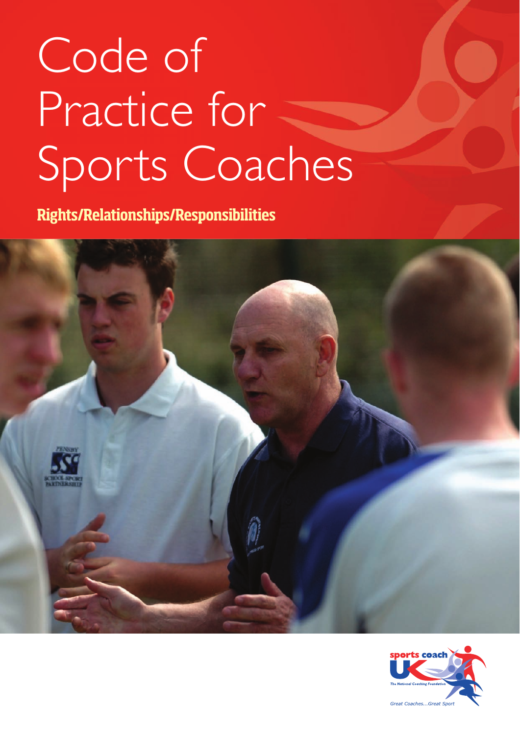# Code of Practice for Sports Coaches

**Rights/Relationships/Responsibilities**

sports coach UK

The National Coaching Foundation

*Great Coaches...Great Sport*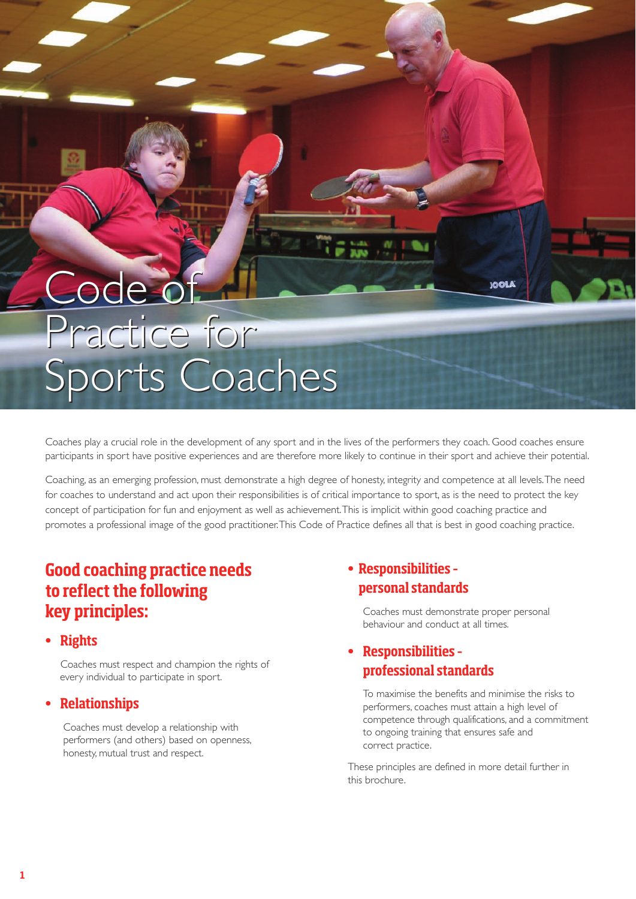# Code of Practice for Sports Coaches

Coaches play a crucial role in the development of any sport and in the lives of the performers they coach. Good coaches ensure participants in sport have positive experiences and are therefore more likely to continue in their sport and achieve their potential.

Coaching, as an emerging profession, must demonstrate a high degree of honesty, integrity and competence at all levels. The need for coaches to understand and act upon their responsibilities is of critical importance to sport, as is the need to protect the key concept of participation for fun and enjoyment as well as achievement. This is implicit within good coaching practice and promotes a professional image of the good practitioner. This Code of Practice defines all that is best in good coaching practice.

## Good coaching practice needs to reflect the following key principles:

- **Rights**

  Coaches must respect and champion the rights of every individual to participate in sport.

- **Relationships**

  Coaches must develop a relationship with performers (and others) based on openness, honesty, mutual trust and respect.

- **Responsibilities - personal standards**

  Coaches must demonstrate proper personal behaviour and conduct at all times.

- **Responsibilities - professional standards**

  To maximise the benefits and minimise the risks to performers, coaches must attain a high level of competence through qualifications, and a commitment to ongoing training that ensures safe and correct practice.

These principles are defined in more detail further in this brochure.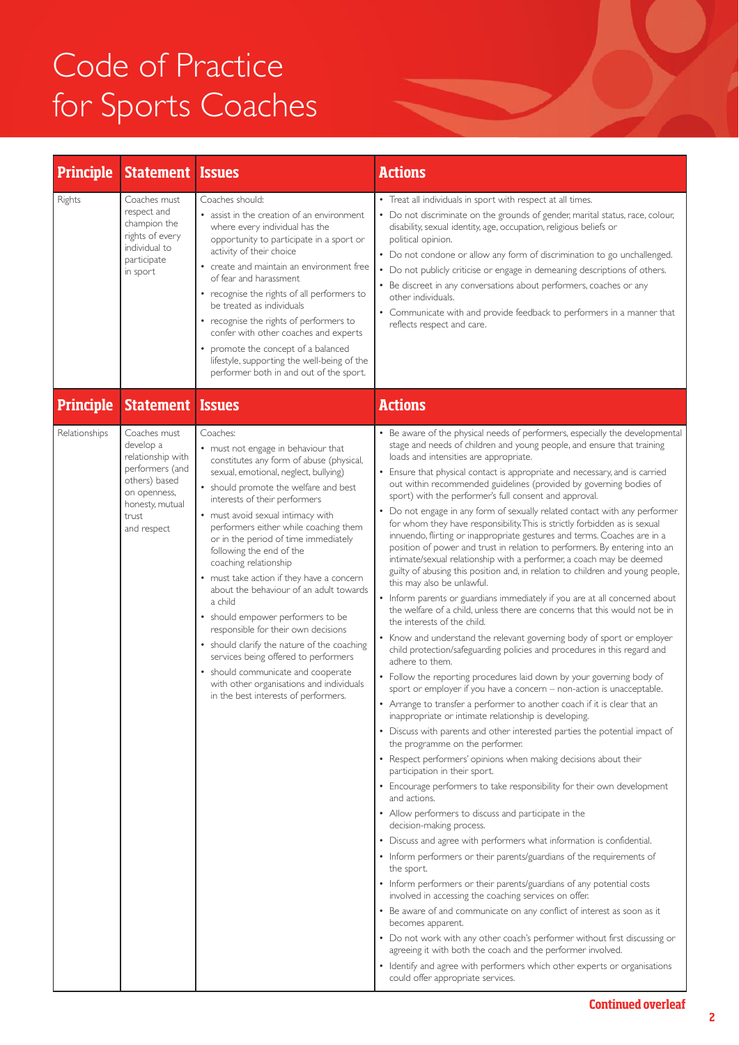# Code of Practice for Sports Coaches

| Principle | Statement | Issues | Actions |
|---|---|---|---|
| Rights | Coaches must respect and champion the rights of every individual to participate in sport | Coaches should:<br>• assist in the creation of an environment where every individual has the opportunity to participate in a sport or activity of their choice<br>• create and maintain an environment free of fear and harassment<br>• recognise the rights of all performers to be treated as individuals<br>• recognise the rights of performers to confer with other coaches and experts<br>• promote the concept of a balanced lifestyle, supporting the well-being of the performer both in and out of the sport. | • Treat all individuals in sport with respect at all times.<br>• Do not discriminate on the grounds of gender, marital status, race, colour, disability, sexual identity, age, occupation, religious beliefs or political opinion.<br>• Do not condone or allow any form of discrimination to go unchallenged.<br>• Do not publicly criticise or engage in demeaning descriptions of others.<br>• Be discreet in any conversations about performers, coaches or any other individuals.<br>• Communicate with and provide feedback to performers in a manner that reflects respect and care. |

| Principle | Statement | Issues | Actions |
|---|---|---|---|
| Relationships | Coaches must develop a relationship with performers (and others) based on openness, honesty, mutual trust and respect | Coaches:<br>• must not engage in behaviour that constitutes any form of abuse (physical, sexual, emotional, neglect, bullying)<br>• should promote the welfare and best interests of their performers<br>• must avoid sexual intimacy with performers either while coaching them or in the period of time immediately following the end of the coaching relationship<br>• must take action if they have a concern about the behaviour of an adult towards a child<br>• should empower performers to be responsible for their own decisions<br>• should clarify the nature of the coaching services being offered to performers<br>• should communicate and cooperate with other organisations and individuals in the best interests of performers. | • Be aware of the physical needs of performers, especially the developmental stage and needs of children and young people, and ensure that training loads and intensities are appropriate.<br>• Ensure that physical contact is appropriate and necessary, and is carried out within recommended guidelines (provided by governing bodies of sport) with the performer's full consent and approval.<br>• Do not engage in any form of sexually related contact with any performer for whom they have responsibility. This is strictly forbidden as is sexual innuendo, flirting or inappropriate gestures and terms. Coaches are in a position of power and trust in relation to performers. By entering into an intimate/sexual relationship with a performer, a coach may be deemed guilty of abusing this position and, in relation to children and young people, this may also be unlawful.<br>• Inform parents or guardians immediately if you are at all concerned about the welfare of a child, unless there are concerns that this would not be in the interests of the child.<br>• Know and understand the relevant governing body of sport or employer child protection/safeguarding policies and procedures in this regard and adhere to them.<br>• Follow the reporting procedures laid down by your governing body of sport or employer if you have a concern – non-action is unacceptable.<br>• Arrange to transfer a performer to another coach if it is clear that an inappropriate or intimate relationship is developing.<br>• Discuss with parents and other interested parties the potential impact of the programme on the performer.<br>• Respect performers' opinions when making decisions about their participation in their sport.<br>• Encourage performers to take responsibility for their own development and actions.<br>• Allow performers to discuss and participate in the decision-making process.<br>• Discuss and agree with performers what information is confidential.<br>• Inform performers or their parents/guardians of the requirements of the sport.<br>• Inform performers or their parents/guardians of any potential costs involved in accessing the coaching services on offer.<br>• Be aware of and communicate on any conflict of interest as soon as it becomes apparent.<br>• Do not work with any other coach's performer without first discussing or agreeing it with both the coach and the performer involved.<br>• Identify and agree with performers which other experts or organisations could offer appropriate services. |

**Continued overleaf**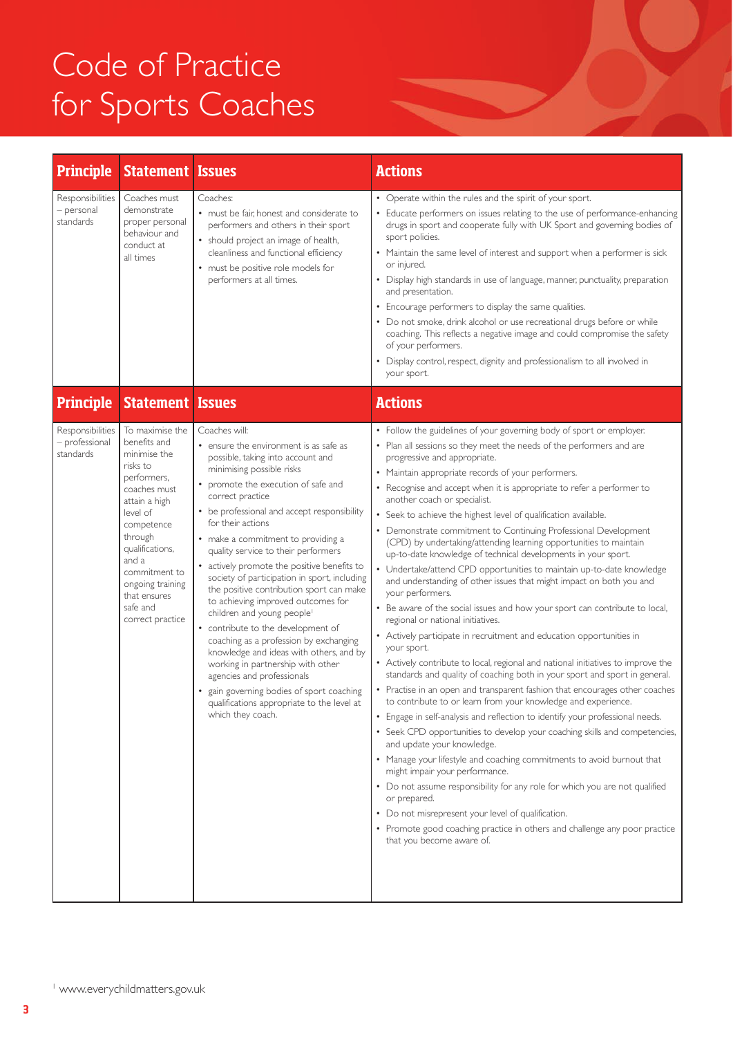# Code of Practice for Sports Coaches

| Principle | Statement | Issues | Actions |
|---|---|---|---|
| Responsibilities – personal standards | Coaches must demonstrate proper personal behaviour and conduct at all times | Coaches:<br>• must be fair, honest and considerate to performers and others in their sport<br>• should project an image of health, cleanliness and functional efficiency<br>• must be positive role models for performers at all times. | • Operate within the rules and the spirit of your sport.<br>• Educate performers on issues relating to the use of performance-enhancing drugs in sport and cooperate fully with UK Sport and governing bodies of sport policies.<br>• Maintain the same level of interest and support when a performer is sick or injured.<br>• Display high standards in use of language, manner, punctuality, preparation and presentation.<br>• Encourage performers to display the same qualities.<br>• Do not smoke, drink alcohol or use recreational drugs before or while coaching. This reflects a negative image and could compromise the safety of your performers.<br>• Display control, respect, dignity and professionalism to all involved in your sport. |

| Principle | Statement | Issues | Actions |
|---|---|---|---|
| Responsibilities – professional standards | To maximise the benefits and minimise the risks to performers, coaches must attain a high level of competence through qualifications, and a commitment to ongoing training that ensures safe and correct practice | Coaches will:<br>• ensure the environment is as safe as possible, taking into account and minimising possible risks<br>• promote the execution of safe and correct practice<br>• be professional and accept responsibility for their actions<br>• make a commitment to providing a quality service to their performers<br>• actively promote the positive benefits to society of participation in sport, including the positive contribution sport can make to achieving improved outcomes for children and young people[1]<br>• contribute to the development of coaching as a profession by exchanging knowledge and ideas with others, and by working in partnership with other agencies and professionals<br>• gain governing bodies of sport coaching qualifications appropriate to the level at which they coach. | • Follow the guidelines of your governing body of sport or employer.<br>• Plan all sessions so they meet the needs of the performers and are progressive and appropriate.<br>• Maintain appropriate records of your performers.<br>• Recognise and accept when it is appropriate to refer a performer to another coach or specialist.<br>• Seek to achieve the highest level of qualification available.<br>• Demonstrate commitment to Continuing Professional Development (CPD) by undertaking/attending learning opportunities to maintain up-to-date knowledge of technical developments in your sport.<br>• Undertake/attend CPD opportunities to maintain up-to-date knowledge and understanding of other issues that might impact on both you and your performers.<br>• Be aware of the social issues and how your sport can contribute to local, regional or national initiatives.<br>• Actively participate in recruitment and education opportunities in your sport.<br>• Actively contribute to local, regional and national initiatives to improve the standards and quality of coaching both in your sport and sport in general.<br>• Practise in an open and transparent fashion that encourages other coaches to contribute to or learn from your knowledge and experience.<br>• Engage in self-analysis and reflection to identify your professional needs.<br>• Seek CPD opportunities to develop your coaching skills and competencies, and update your knowledge.<br>• Manage your lifestyle and coaching commitments to avoid burnout that might impair your performance.<br>• Do not assume responsibility for any role for which you are not qualified or prepared.<br>• Do not misrepresent your level of qualification.<br>• Promote good coaching practice in others and challenge any poor practice that you become aware of. |

[1] www.everychildmatters.gov.uk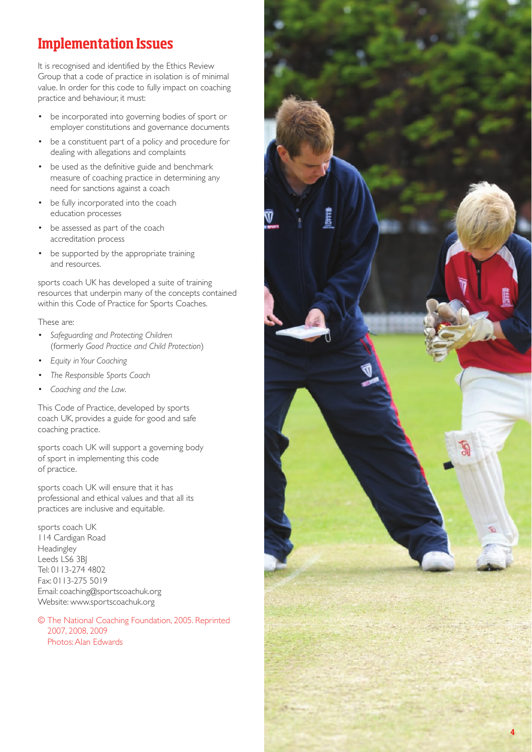# Implementation Issues

It is recognised and identified by the Ethics Review Group that a code of practice in isolation is of minimal value. In order for this code to fully impact on coaching practice and behaviour, it must:

- be incorporated into governing bodies of sport or employer constitutions and governance documents
- be a constituent part of a policy and procedure for dealing with allegations and complaints
- be used as the definitive guide and benchmark measure of coaching practice in determining any need for sanctions against a coach
- be fully incorporated into the coach education processes
- be assessed as part of the coach accreditation process
- be supported by the appropriate training and resources.

sports coach UK has developed a suite of training resources that underpin many of the concepts contained within this Code of Practice for Sports Coaches.

These are:

- *Safeguarding and Protecting Children* (formerly *Good Practice and Child Protection*)
- *Equity in Your Coaching*
- *The Responsible Sports Coach*
- *Coaching and the Law*.

This Code of Practice, developed by sports coach UK, provides a guide for good and safe coaching practice.

sports coach UK will support a governing body of sport in implementing this code of practice.

sports coach UK will ensure that it has professional and ethical values and that all its practices are inclusive and equitable.

sports coach UK
114 Cardigan Road
Headingley
Leeds LS6 3BJ
Tel: 0113-274 4802
Fax: 0113-275 5019
Email: coaching@sportscoachuk.org
Website: www.sportscoachuk.org

© The National Coaching Foundation, 2005. Reprinted 2007, 2008, 2009
Photos: Alan Edwards